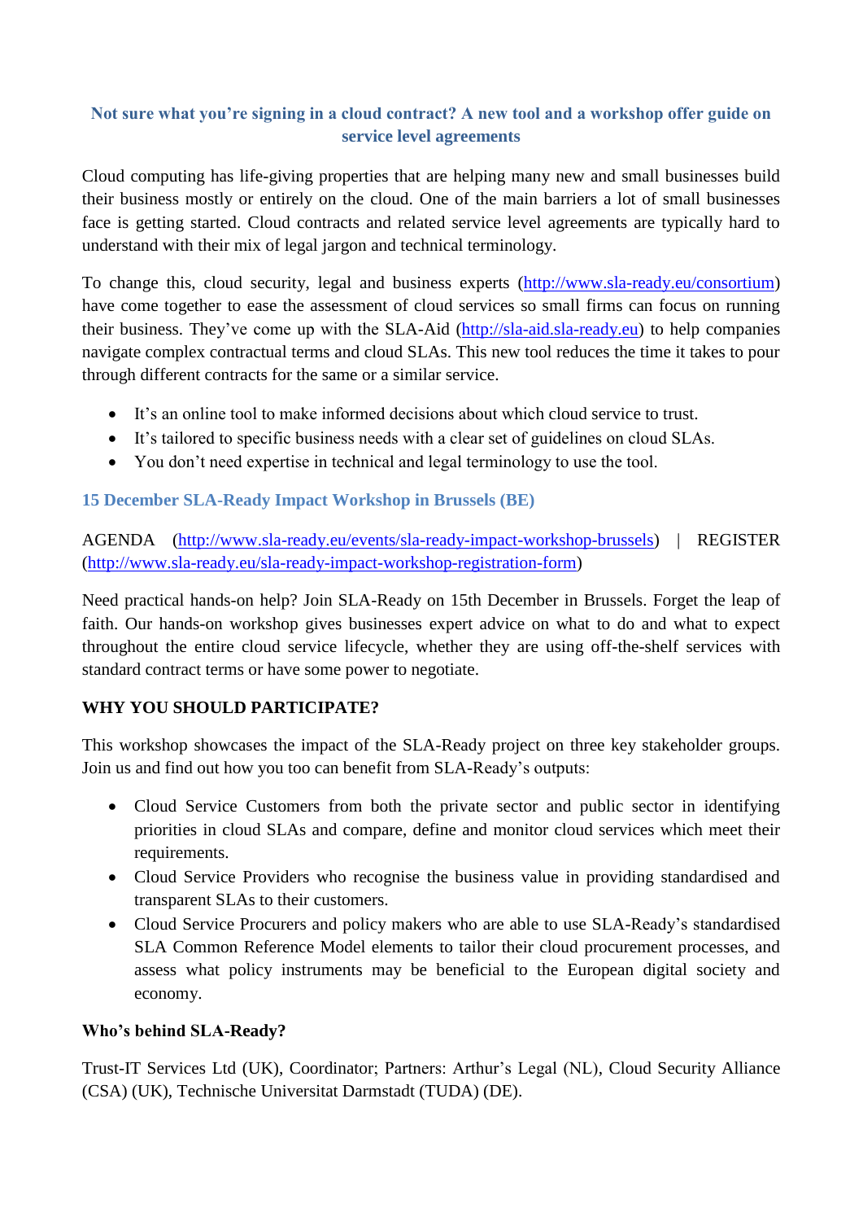## Not sure what you're signing in a cloud contract? A new tool and a workshop offer guide on service level agreements

Cloud computing has life-giving properties that are helping many new and small businesses build their business mostly or entirely on the cloud. One of the main barriers a lot of small businesses face is getting started. Cloud contracts and related service level agreements are typically hard to understand with their mix of legal jargon and technical terminology.

To change this, cloud security, legal and business experts (http://www.sla-ready.eu/consortium) have come together to ease the assessment of cloud services so small firms can focus on running their business. They've come up with the SLA-Aid (http://sla-aid.sla-ready.eu) to help companies navigate complex contractual terms and cloud SLAs. This new tool reduces the time it takes to pour through different contracts for the same or a similar service.

- It's an online tool to make informed decisions about which cloud service to trust.
- It's tailored to specific business needs with a clear set of guidelines on cloud SLAs.
- You don't need expertise in technical and legal terminology to use the tool.

### 15 December SLA-Ready Impact Workshop in Brussels (BE)

AGENDA (http://www.sla-ready.eu/events/sla-ready-impact-workshop-brussels) | REGISTER (http://www.sla-ready.eu/sla-ready-impact-workshop-registration-form)

Need practical hands-on help? Join SLA-Ready on 15th December in Brussels. Forget the leap of faith. Our hands-on workshop gives businesses expert advice on what to do and what to expect throughout the entire cloud service lifecycle, whether they are using off-the-shelf services with standard contract terms or have some power to negotiate.

**WHY YOU SHOULD PARTICIPATE?**

This workshop showcases the impact of the SLA-Ready project on three key stakeholder groups. Join us and find out how you too can benefit from SLA-Ready's outputs:

- Cloud Service Customers from both the private sector and public sector in identifying priorities in cloud SLAs and compare, define and monitor cloud services which meet their requirements.
- Cloud Service Providers who recognise the business value in providing standardised and transparent SLAs to their customers.
- Cloud Service Procurers and policy makers who are able to use SLA-Ready's standardised SLA Common Reference Model elements to tailor their cloud procurement processes, and assess what policy instruments may be beneficial to the European digital society and economy.

**Who's behind SLA-Ready?**

Trust-IT Services Ltd (UK), Coordinator; Partners: Arthur's Legal (NL), Cloud Security Alliance (CSA) (UK), Technische Universitat Darmstadt (TUDA) (DE).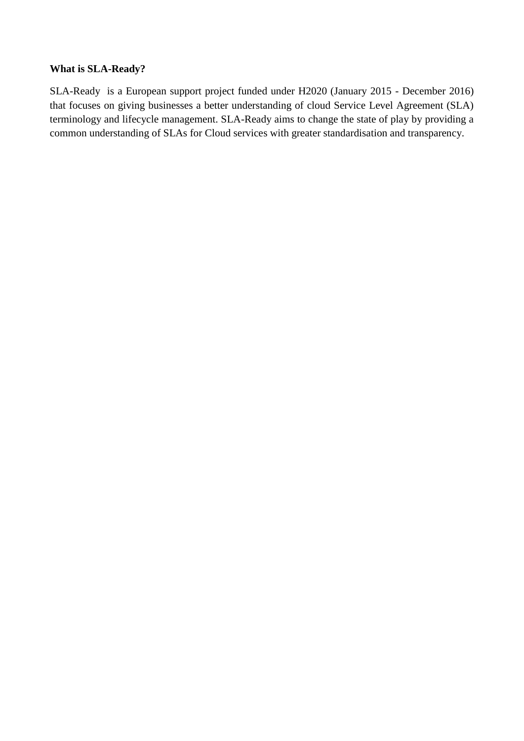**What is SLA-Ready?**

SLA-Ready is a European support project funded under H2020 (January 2015 - December 2016) that focuses on giving businesses a better understanding of cloud Service Level Agreement (SLA) terminology and lifecycle management. SLA-Ready aims to change the state of play by providing a common understanding of SLAs for Cloud services with greater standardisation and transparency.